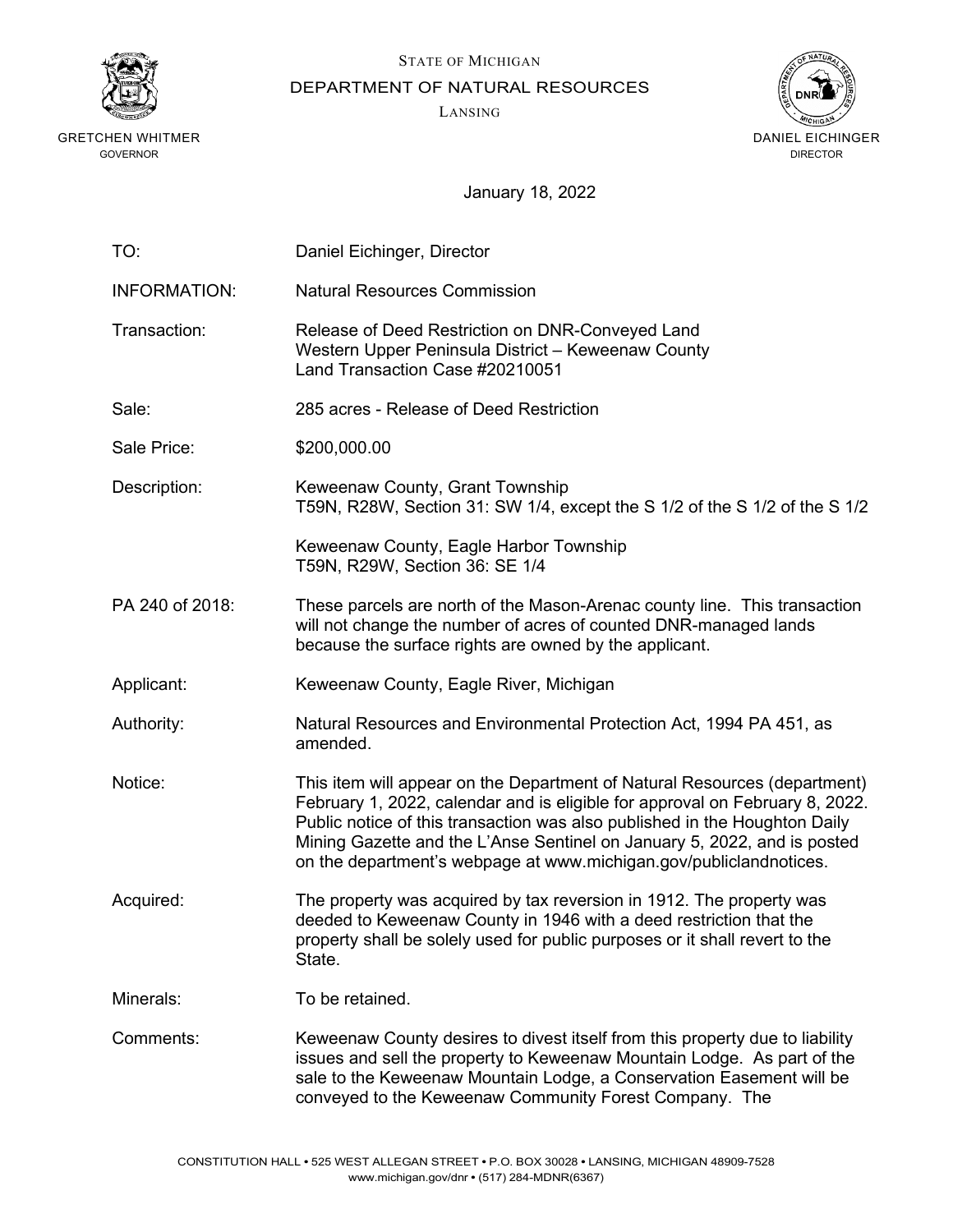STATE OF MICHIGAN

DEPARTMENT OF NATURAL RESOURCES

LANSING

GRETCHEN WHITMER
GOVERNOR

DANIEL EICHINGER
DIRECTOR

January 18, 2022

| | |
|---|---|
| TO: | Daniel Eichinger, Director |
| INFORMATION: | Natural Resources Commission |
| Transaction: | Release of Deed Restriction on DNR-Conveyed Land<br>Western Upper Peninsula District – Keweenaw County<br>Land Transaction Case #20210051 |
| Sale: | 285 acres - Release of Deed Restriction |
| Sale Price: | $200,000.00 |
| Description: | Keweenaw County, Grant Township<br>T59N, R28W, Section 31: SW 1/4, except the S 1/2 of the S 1/2 of the S 1/2<br><br>Keweenaw County, Eagle Harbor Township<br>T59N, R29W, Section 36: SE 1/4 |
| PA 240 of 2018: | These parcels are north of the Mason-Arenac county line. This transaction will not change the number of acres of counted DNR-managed lands because the surface rights are owned by the applicant. |
| Applicant: | Keweenaw County, Eagle River, Michigan |
| Authority: | Natural Resources and Environmental Protection Act, 1994 PA 451, as amended. |
| Notice: | This item will appear on the Department of Natural Resources (department) February 1, 2022, calendar and is eligible for approval on February 8, 2022. Public notice of this transaction was also published in the Houghton Daily Mining Gazette and the L'Anse Sentinel on January 5, 2022, and is posted on the department's webpage at www.michigan.gov/publiclandnotices. |
| Acquired: | The property was acquired by tax reversion in 1912. The property was deeded to Keweenaw County in 1946 with a deed restriction that the property shall be solely used for public purposes or it shall revert to the State. |
| Minerals: | To be retained. |
| Comments: | Keweenaw County desires to divest itself from this property due to liability issues and sell the property to Keweenaw Mountain Lodge. As part of the sale to the Keweenaw Mountain Lodge, a Conservation Easement will be conveyed to the Keweenaw Community Forest Company. The |

CONSTITUTION HALL • 525 WEST ALLEGAN STREET • P.O. BOX 30028 • LANSING, MICHIGAN 48909-7528
www.michigan.gov/dnr • (517) 284-MDNR(6367)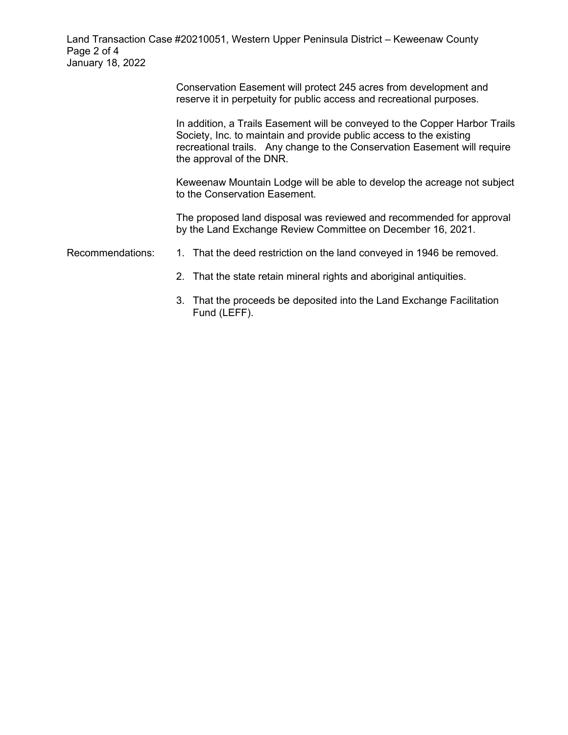Conservation Easement will protect 245 acres from development and reserve it in perpetuity for public access and recreational purposes.

In addition, a Trails Easement will be conveyed to the Copper Harbor Trails Society, Inc. to maintain and provide public access to the existing recreational trails. Any change to the Conservation Easement will require the approval of the DNR.

Keweenaw Mountain Lodge will be able to develop the acreage not subject to the Conservation Easement.

The proposed land disposal was reviewed and recommended for approval by the Land Exchange Review Committee on December 16, 2021.

Recommendations:

1. That the deed restriction on the land conveyed in 1946 be removed.
2. That the state retain mineral rights and aboriginal antiquities.
3. That the proceeds be deposited into the Land Exchange Facilitation Fund (LEFF).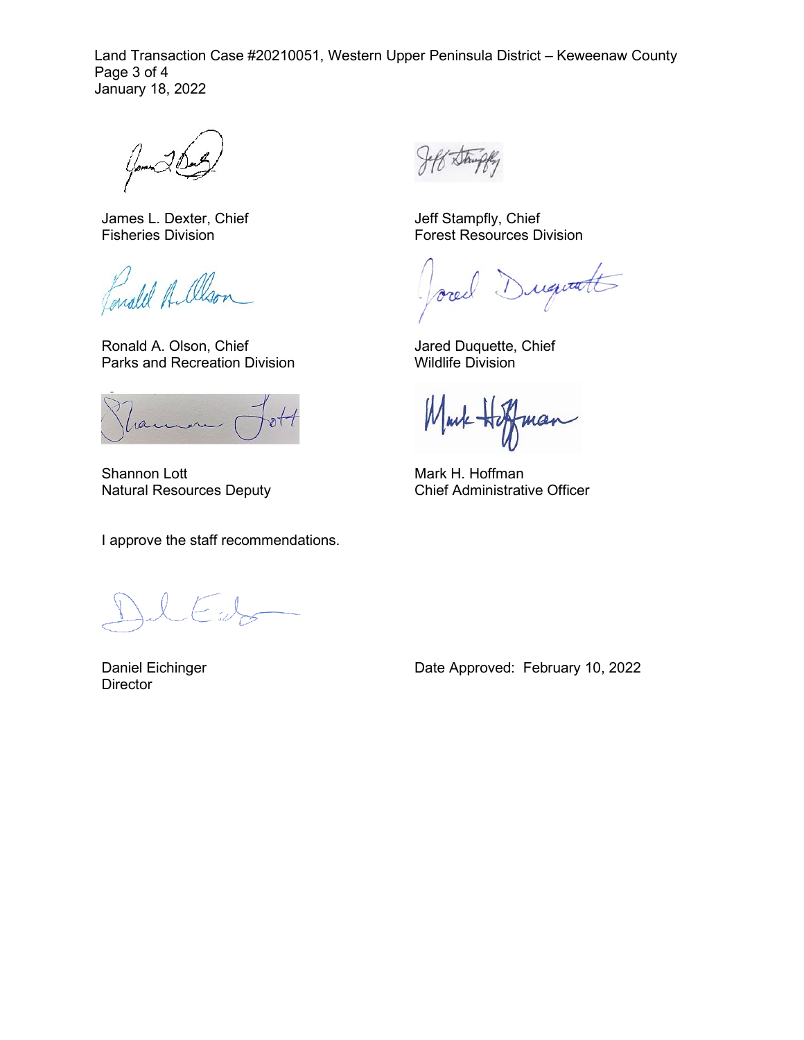James L. Dexter, Chief
Fisheries Division

Jeff Stampfly, Chief
Forest Resources Division

Ronald A. Olson, Chief
Parks and Recreation Division

Jared Duquette, Chief
Wildlife Division

Shannon Lott
Natural Resources Deputy

Mark H. Hoffman
Chief Administrative Officer

I approve the staff recommendations.

Daniel Eichinger
Director

Date Approved: February 10, 2022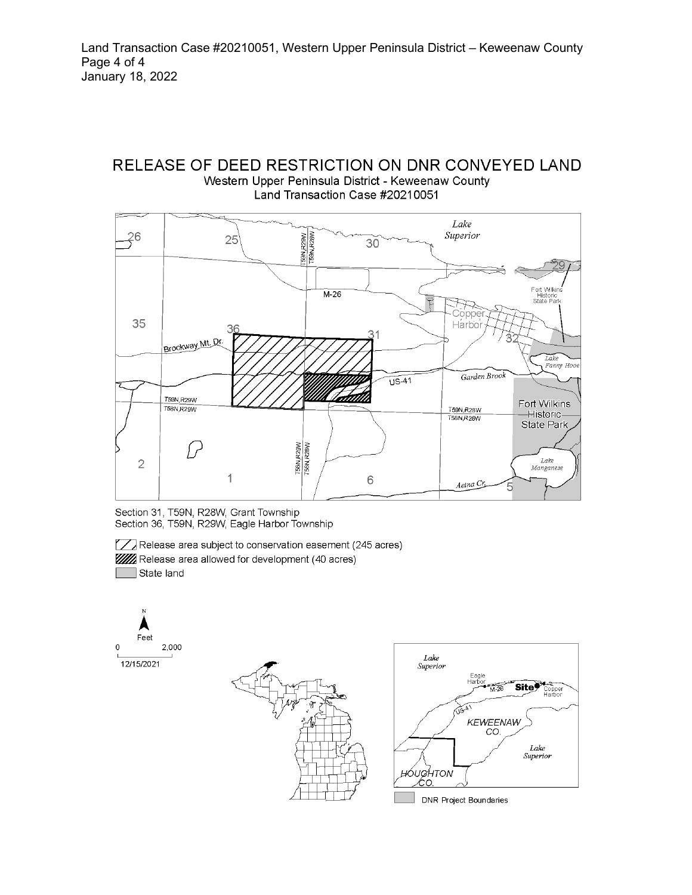# RELEASE OF DEED RESTRICTION ON DNR CONVEYED LAND

Western Upper Peninsula District - Keweenaw County

Land Transaction Case #20210051

Section 31, T59N, R28W, Grant Township
Section 36, T59N, R29W, Eagle Harbor Township

Release area subject to conservation easement (245 acres)

Release area allowed for development (40 acres)

State land

Feet
0 2,000
12/15/2021

DNR Project Boundaries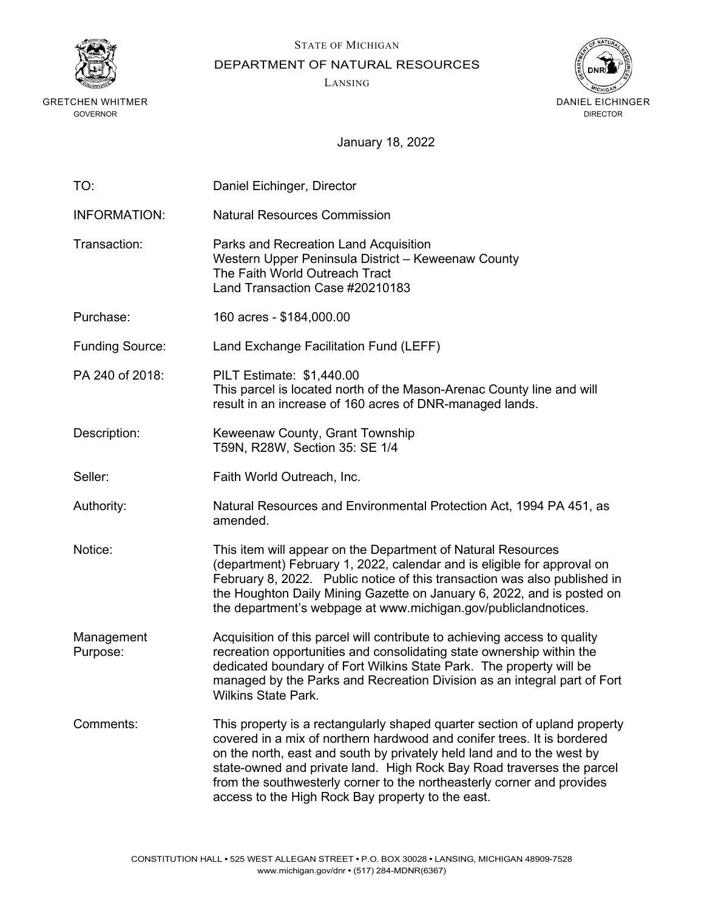STATE OF MICHIGAN
DEPARTMENT OF NATURAL RESOURCES
LANSING

GRETCHEN WHITMER
GOVERNOR

DANIEL EICHINGER
DIRECTOR

January 18, 2022

TO: Daniel Eichinger, Director

INFORMATION: Natural Resources Commission

Transaction: Parks and Recreation Land Acquisition
Western Upper Peninsula District – Keweenaw County
The Faith World Outreach Tract
Land Transaction Case #20210183

Purchase: 160 acres - $184,000.00

Funding Source: Land Exchange Facilitation Fund (LEFF)

PA 240 of 2018: PILT Estimate: $1,440.00
This parcel is located north of the Mason-Arenac County line and will result in an increase of 160 acres of DNR-managed lands.

Description: Keweenaw County, Grant Township
T59N, R28W, Section 35: SE 1/4

Seller: Faith World Outreach, Inc.

Authority: Natural Resources and Environmental Protection Act, 1994 PA 451, as amended.

Notice: This item will appear on the Department of Natural Resources (department) February 1, 2022, calendar and is eligible for approval on February 8, 2022. Public notice of this transaction was also published in the Houghton Daily Mining Gazette on January 6, 2022, and is posted on the department's webpage at www.michigan.gov/publiclandnotices.

Management Purpose: Acquisition of this parcel will contribute to achieving access to quality recreation opportunities and consolidating state ownership within the dedicated boundary of Fort Wilkins State Park. The property will be managed by the Parks and Recreation Division as an integral part of Fort Wilkins State Park.

Comments: This property is a rectangularly shaped quarter section of upland property covered in a mix of northern hardwood and conifer trees. It is bordered on the north, east and south by privately held land and to the west by state-owned and private land. High Rock Bay Road traverses the parcel from the southwesterly corner to the northeasterly corner and provides access to the High Rock Bay property to the east.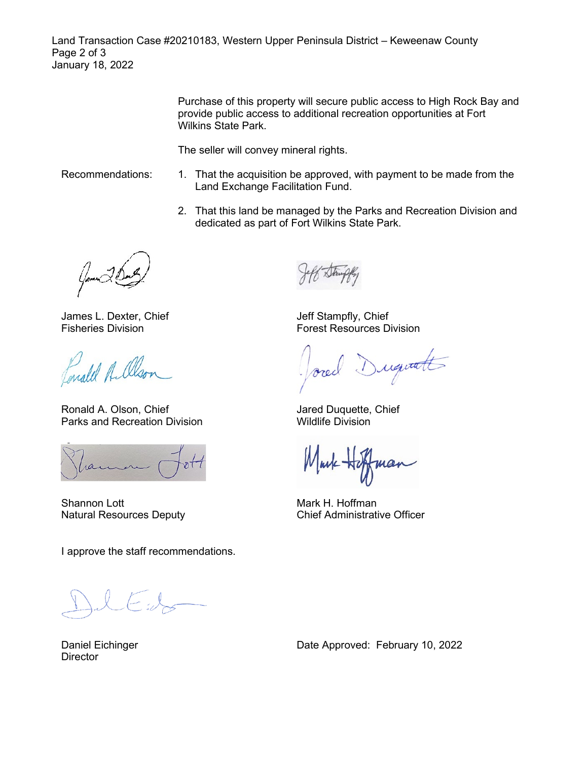Purchase of this property will secure public access to High Rock Bay and provide public access to additional recreation opportunities at Fort Wilkins State Park.

The seller will convey mineral rights.

Recommendations:

1. That the acquisition be approved, with payment to be made from the Land Exchange Facilitation Fund.
2. That this land be managed by the Parks and Recreation Division and dedicated as part of Fort Wilkins State Park.

James L. Dexter, Chief
Fisheries Division

Jeff Stampfly, Chief
Forest Resources Division

Ronald A. Olson, Chief
Parks and Recreation Division

Jared Duquette, Chief
Wildlife Division

Shannon Lott
Natural Resources Deputy

Mark H. Hoffman
Chief Administrative Officer

I approve the staff recommendations.

Daniel Eichinger
Director

Date Approved: February 10, 2022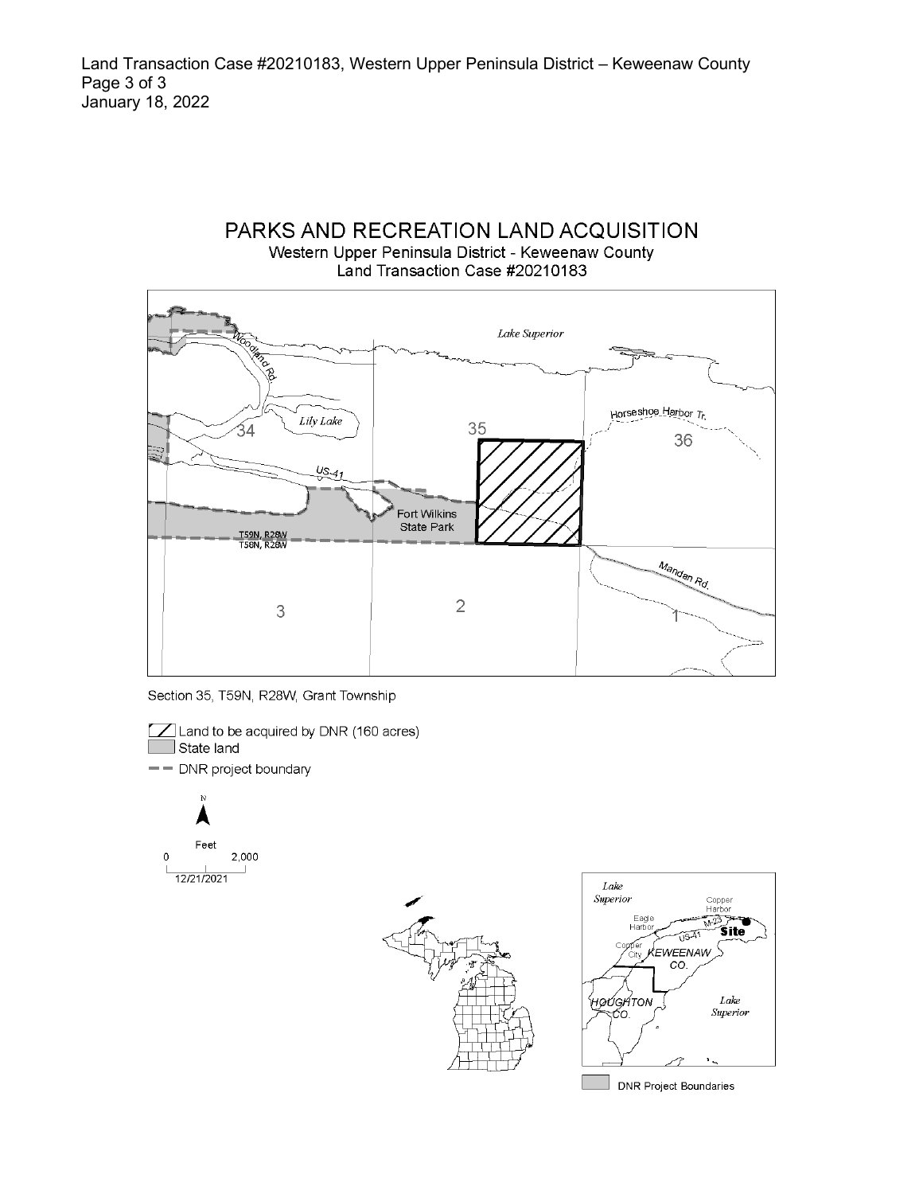# PARKS AND RECREATION LAND ACQUISITION

Western Upper Peninsula District - Keweenaw County
Land Transaction Case #20210183

Section 35, T59N, R28W, Grant Township

- Land to be acquired by DNR (160 acres)
- State land
- DNR project boundary

Feet
0 — 2,000

12/21/2021

DNR Project Boundaries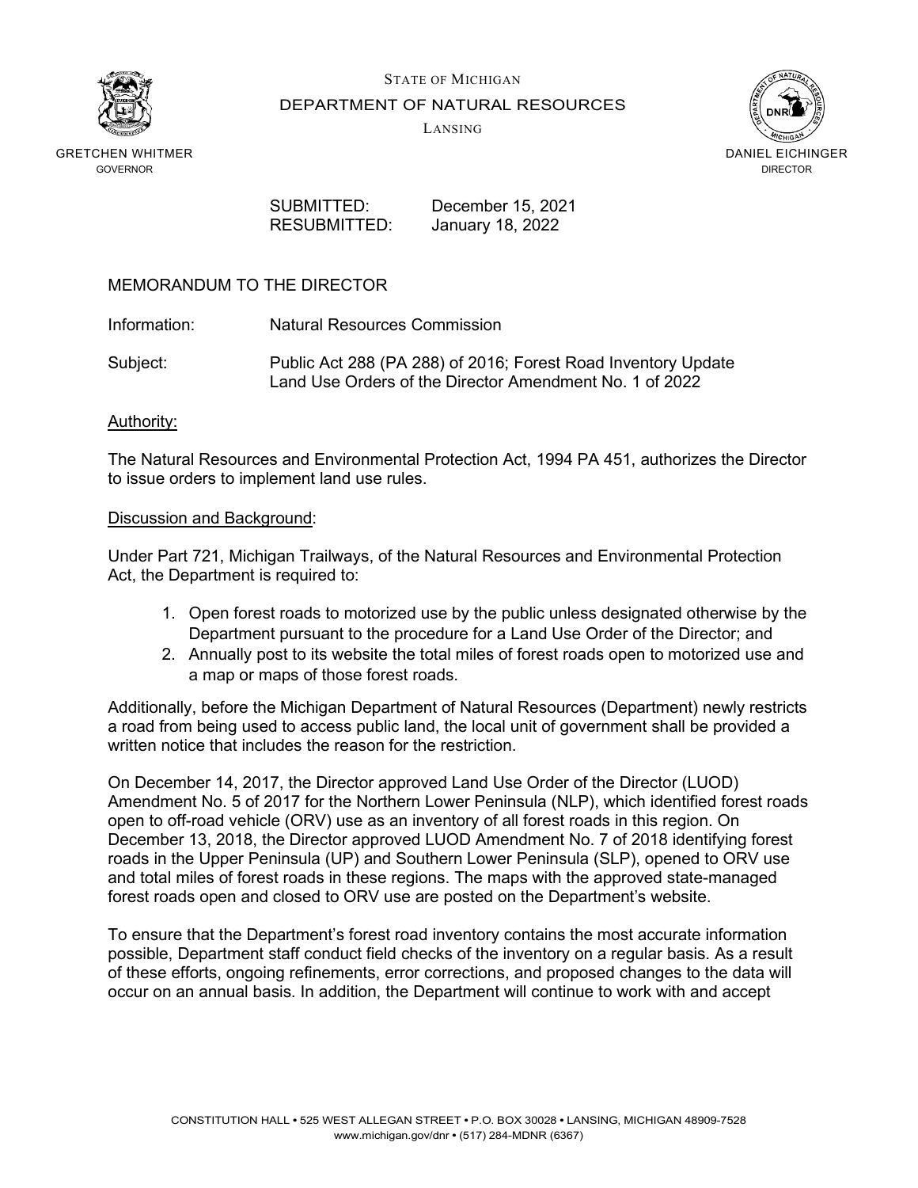STATE OF MICHIGAN

DEPARTMENT OF NATURAL RESOURCES

LANSING

GRETCHEN WHITMER
GOVERNOR

DANIEL EICHINGER
DIRECTOR

SUBMITTED: December 15, 2021
RESUBMITTED: January 18, 2022

MEMORANDUM TO THE DIRECTOR

Information: Natural Resources Commission

Subject: Public Act 288 (PA 288) of 2016; Forest Road Inventory Update
Land Use Orders of the Director Amendment No. 1 of 2022

Authority:

The Natural Resources and Environmental Protection Act, 1994 PA 451, authorizes the Director to issue orders to implement land use rules.

Discussion and Background:

Under Part 721, Michigan Trailways, of the Natural Resources and Environmental Protection Act, the Department is required to:

1. Open forest roads to motorized use by the public unless designated otherwise by the Department pursuant to the procedure for a Land Use Order of the Director; and
2. Annually post to its website the total miles of forest roads open to motorized use and a map or maps of those forest roads.

Additionally, before the Michigan Department of Natural Resources (Department) newly restricts a road from being used to access public land, the local unit of government shall be provided a written notice that includes the reason for the restriction.

On December 14, 2017, the Director approved Land Use Order of the Director (LUOD) Amendment No. 5 of 2017 for the Northern Lower Peninsula (NLP), which identified forest roads open to off-road vehicle (ORV) use as an inventory of all forest roads in this region. On December 13, 2018, the Director approved LUOD Amendment No. 7 of 2018 identifying forest roads in the Upper Peninsula (UP) and Southern Lower Peninsula (SLP), opened to ORV use and total miles of forest roads in these regions. The maps with the approved state-managed forest roads open and closed to ORV use are posted on the Department's website.

To ensure that the Department's forest road inventory contains the most accurate information possible, Department staff conduct field checks of the inventory on a regular basis. As a result of these efforts, ongoing refinements, error corrections, and proposed changes to the data will occur on an annual basis. In addition, the Department will continue to work with and accept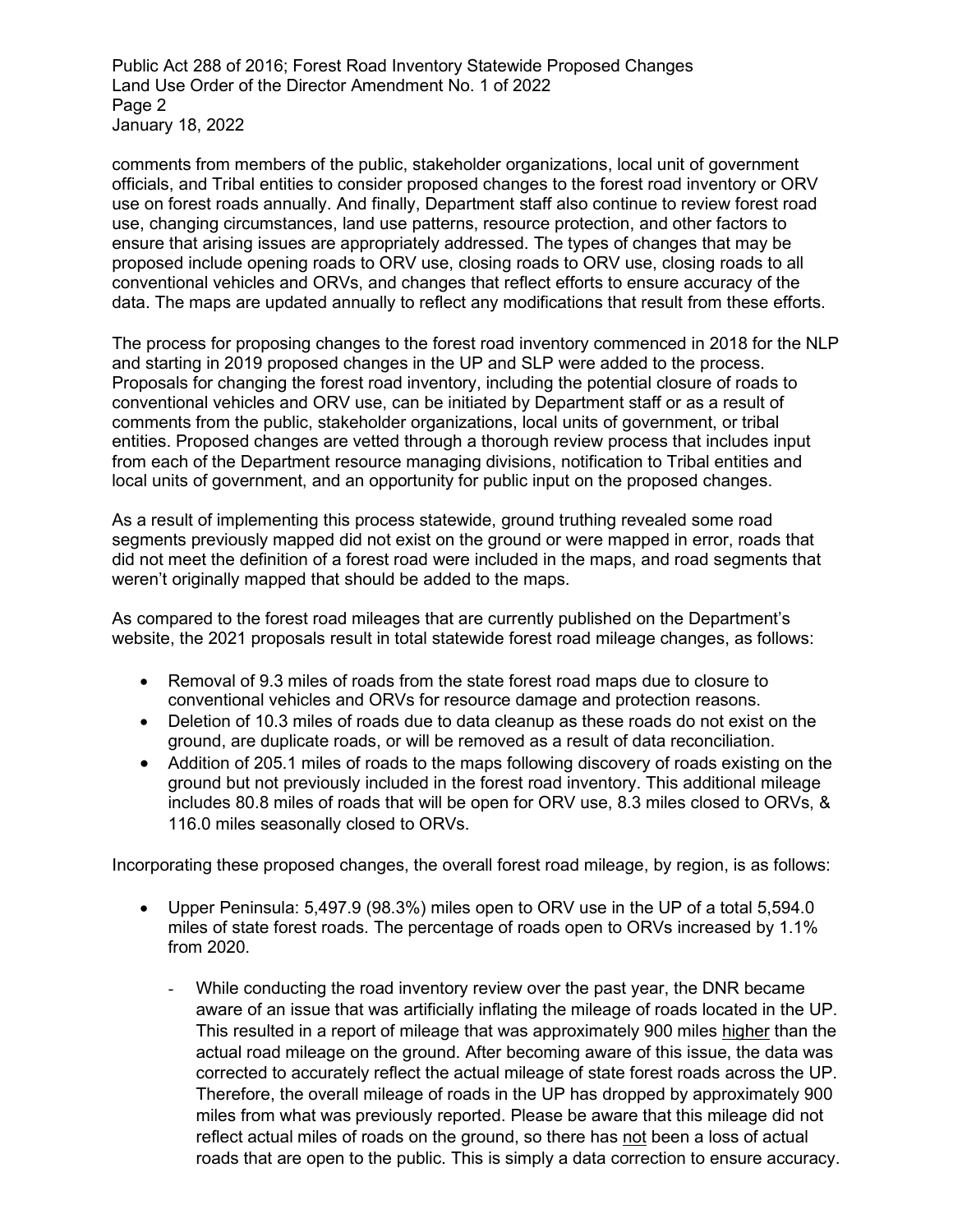comments from members of the public, stakeholder organizations, local unit of government officials, and Tribal entities to consider proposed changes to the forest road inventory or ORV use on forest roads annually. And finally, Department staff also continue to review forest road use, changing circumstances, land use patterns, resource protection, and other factors to ensure that arising issues are appropriately addressed. The types of changes that may be proposed include opening roads to ORV use, closing roads to ORV use, closing roads to all conventional vehicles and ORVs, and changes that reflect efforts to ensure accuracy of the data. The maps are updated annually to reflect any modifications that result from these efforts.

The process for proposing changes to the forest road inventory commenced in 2018 for the NLP and starting in 2019 proposed changes in the UP and SLP were added to the process. Proposals for changing the forest road inventory, including the potential closure of roads to conventional vehicles and ORV use, can be initiated by Department staff or as a result of comments from the public, stakeholder organizations, local units of government, or tribal entities. Proposed changes are vetted through a thorough review process that includes input from each of the Department resource managing divisions, notification to Tribal entities and local units of government, and an opportunity for public input on the proposed changes.

As a result of implementing this process statewide, ground truthing revealed some road segments previously mapped did not exist on the ground or were mapped in error, roads that did not meet the definition of a forest road were included in the maps, and road segments that weren't originally mapped that should be added to the maps.

As compared to the forest road mileages that are currently published on the Department's website, the 2021 proposals result in total statewide forest road mileage changes, as follows:

- Removal of 9.3 miles of roads from the state forest road maps due to closure to conventional vehicles and ORVs for resource damage and protection reasons.
- Deletion of 10.3 miles of roads due to data cleanup as these roads do not exist on the ground, are duplicate roads, or will be removed as a result of data reconciliation.
- Addition of 205.1 miles of roads to the maps following discovery of roads existing on the ground but not previously included in the forest road inventory. This additional mileage includes 80.8 miles of roads that will be open for ORV use, 8.3 miles closed to ORVs, & 116.0 miles seasonally closed to ORVs.

Incorporating these proposed changes, the overall forest road mileage, by region, is as follows:

- Upper Peninsula: 5,497.9 (98.3%) miles open to ORV use in the UP of a total 5,594.0 miles of state forest roads. The percentage of roads open to ORVs increased by 1.1% from 2020.
    - While conducting the road inventory review over the past year, the DNR became aware of an issue that was artificially inflating the mileage of roads located in the UP. This resulted in a report of mileage that was approximately 900 miles higher than the actual road mileage on the ground. After becoming aware of this issue, the data was corrected to accurately reflect the actual mileage of state forest roads across the UP. Therefore, the overall mileage of roads in the UP has dropped by approximately 900 miles from what was previously reported. Please be aware that this mileage did not reflect actual miles of roads on the ground, so there has not been a loss of actual roads that are open to the public. This is simply a data correction to ensure accuracy.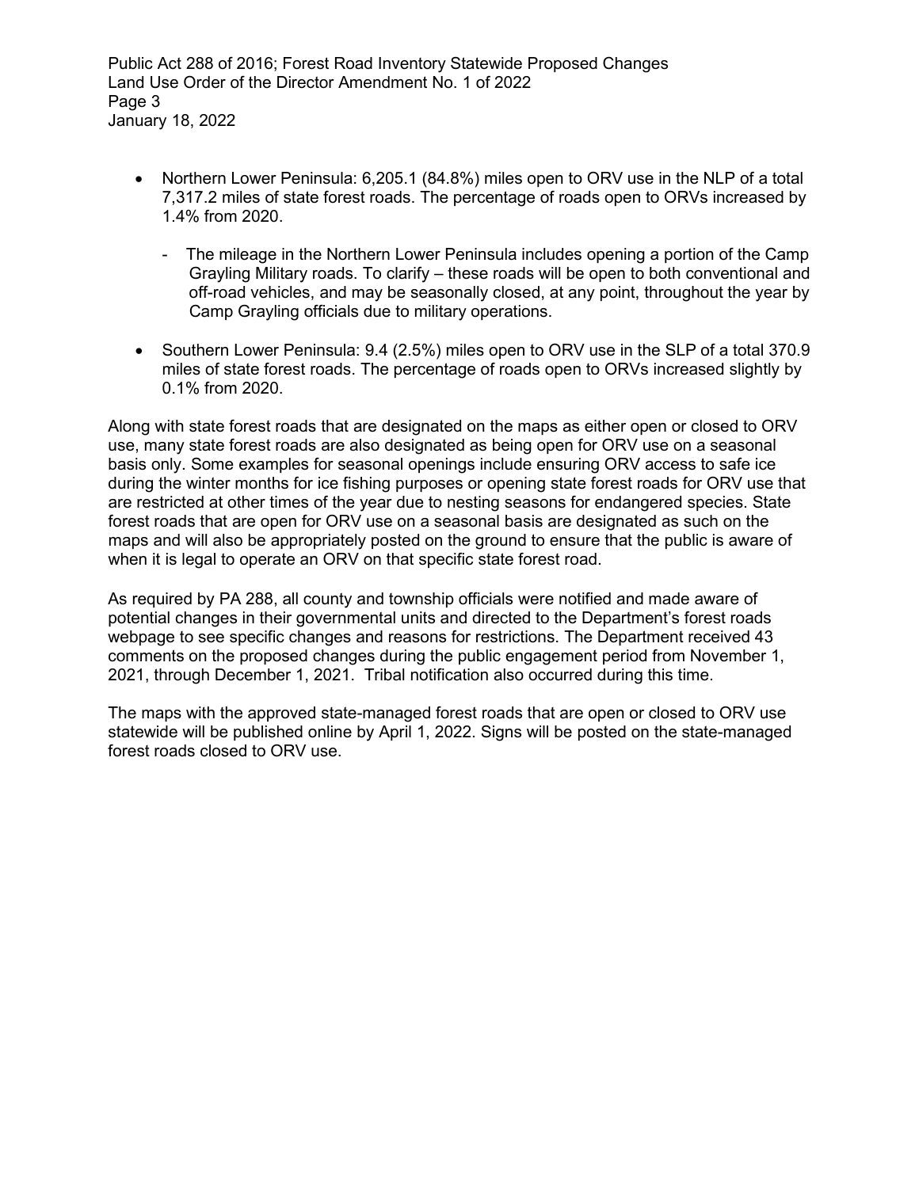- Northern Lower Peninsula: 6,205.1 (84.8%) miles open to ORV use in the NLP of a total 7,317.2 miles of state forest roads. The percentage of roads open to ORVs increased by 1.4% from 2020.

  - The mileage in the Northern Lower Peninsula includes opening a portion of the Camp Grayling Military roads. To clarify – these roads will be open to both conventional and off-road vehicles, and may be seasonally closed, at any point, throughout the year by Camp Grayling officials due to military operations.

- Southern Lower Peninsula: 9.4 (2.5%) miles open to ORV use in the SLP of a total 370.9 miles of state forest roads. The percentage of roads open to ORVs increased slightly by 0.1% from 2020.

Along with state forest roads that are designated on the maps as either open or closed to ORV use, many state forest roads are also designated as being open for ORV use on a seasonal basis only. Some examples for seasonal openings include ensuring ORV access to safe ice during the winter months for ice fishing purposes or opening state forest roads for ORV use that are restricted at other times of the year due to nesting seasons for endangered species. State forest roads that are open for ORV use on a seasonal basis are designated as such on the maps and will also be appropriately posted on the ground to ensure that the public is aware of when it is legal to operate an ORV on that specific state forest road.

As required by PA 288, all county and township officials were notified and made aware of potential changes in their governmental units and directed to the Department's forest roads webpage to see specific changes and reasons for restrictions. The Department received 43 comments on the proposed changes during the public engagement period from November 1, 2021, through December 1, 2021. Tribal notification also occurred during this time.

The maps with the approved state-managed forest roads that are open or closed to ORV use statewide will be published online by April 1, 2022. Signs will be posted on the state-managed forest roads closed to ORV use.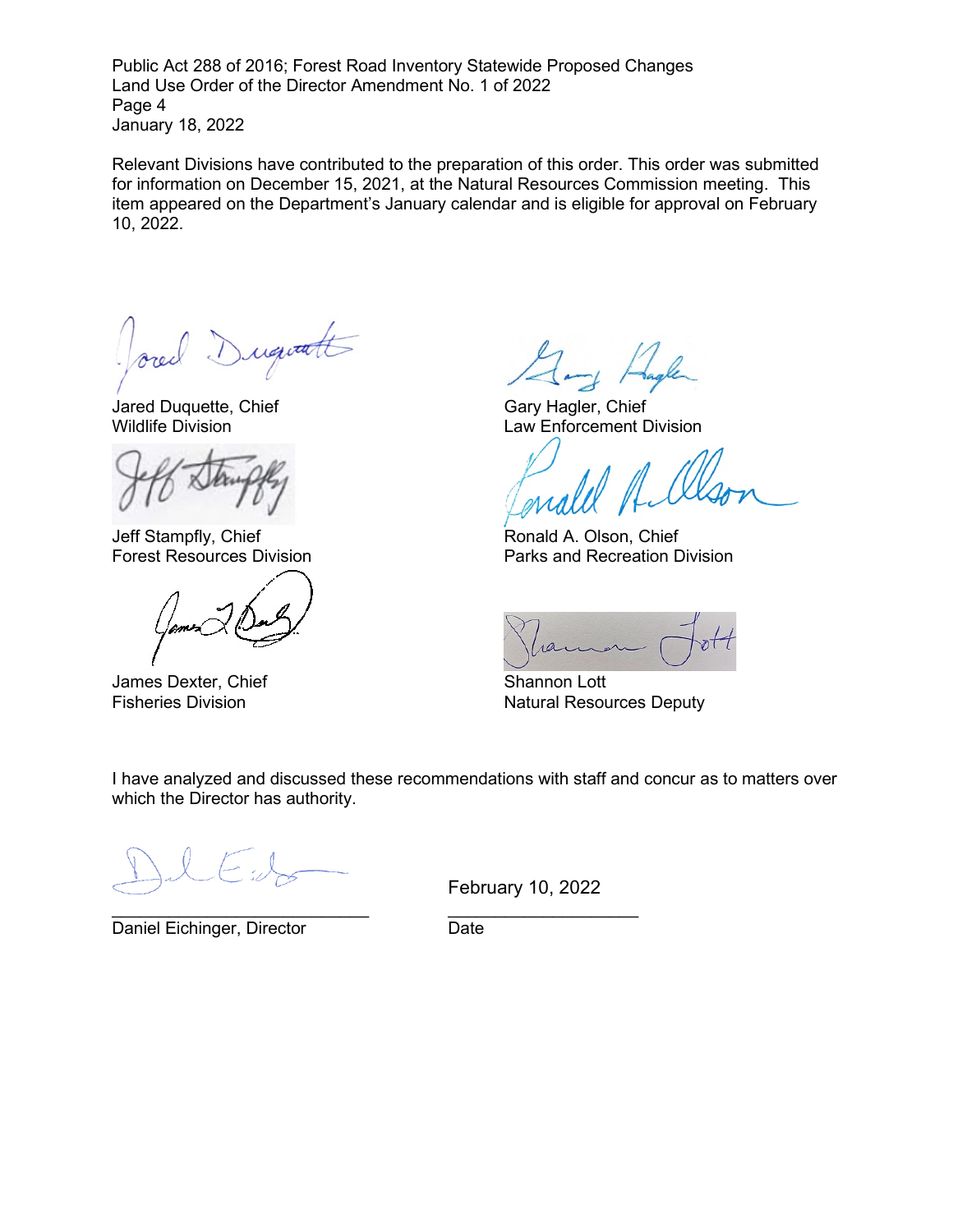Relevant Divisions have contributed to the preparation of this order. This order was submitted for information on December 15, 2021, at the Natural Resources Commission meeting. This item appeared on the Department's January calendar and is eligible for approval on February 10, 2022.

Jared Duquette, Chief
Wildlife Division

Gary Hagler, Chief
Law Enforcement Division

Jeff Stampfly, Chief
Forest Resources Division

Ronald A. Olson, Chief
Parks and Recreation Division

James Dexter, Chief
Fisheries Division

Shannon Lott
Natural Resources Deputy

I have analyzed and discussed these recommendations with staff and concur as to matters over which the Director has authority.

| | |
|---|---|
| ___________________________ | February 10, 2022 |
| Daniel Eichinger, Director | Date |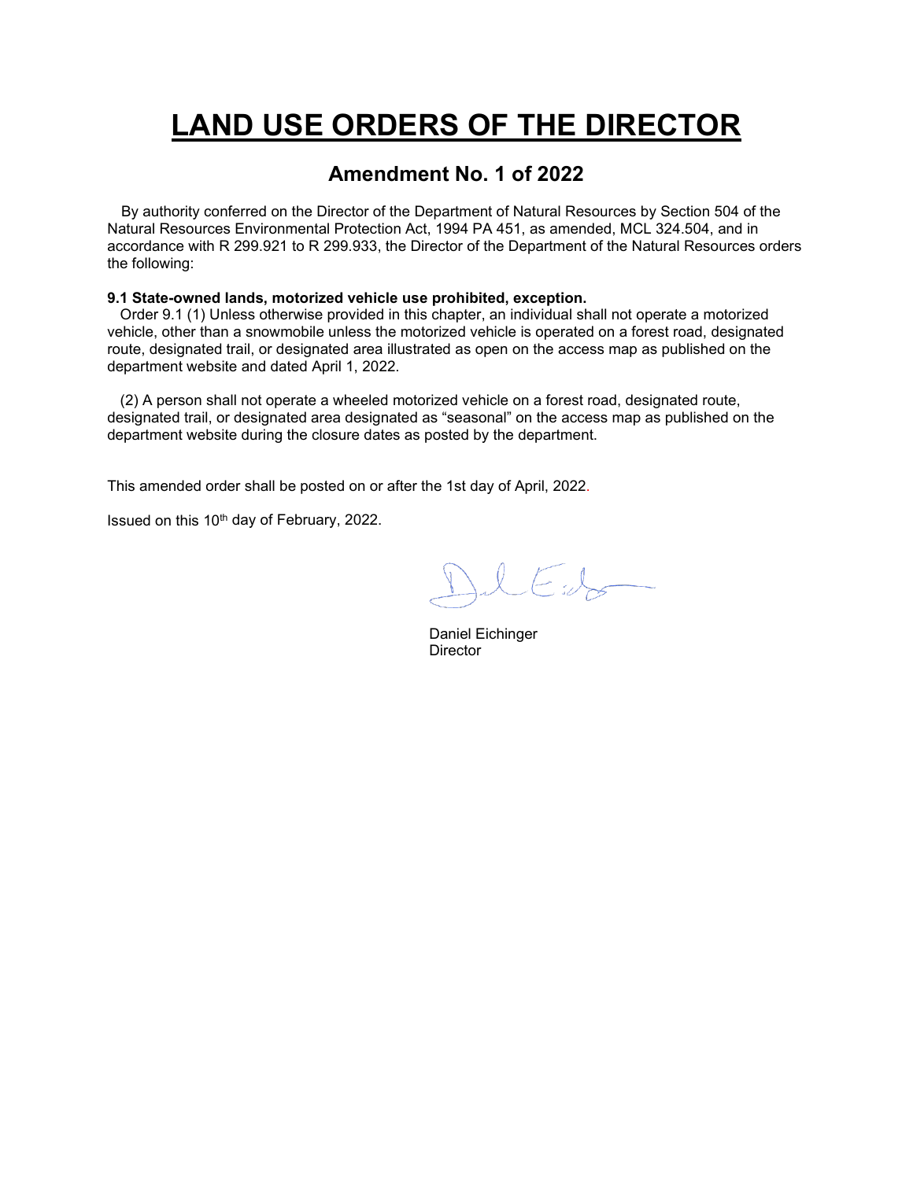# LAND USE ORDERS OF THE DIRECTOR

## Amendment No. 1 of 2022

By authority conferred on the Director of the Department of Natural Resources by Section 504 of the Natural Resources Environmental Protection Act, 1994 PA 451, as amended, MCL 324.504, and in accordance with R 299.921 to R 299.933, the Director of the Department of the Natural Resources orders the following:

**9.1 State-owned lands, motorized vehicle use prohibited, exception.**

Order 9.1 (1) Unless otherwise provided in this chapter, an individual shall not operate a motorized vehicle, other than a snowmobile unless the motorized vehicle is operated on a forest road, designated route, designated trail, or designated area illustrated as open on the access map as published on the department website and dated April 1, 2022.

(2) A person shall not operate a wheeled motorized vehicle on a forest road, designated route, designated trail, or designated area designated as "seasonal" on the access map as published on the department website during the closure dates as posted by the department.

This amended order shall be posted on or after the 1st day of April, 2022.

Issued on this 10th day of February, 2022.

Daniel Eichinger
Director